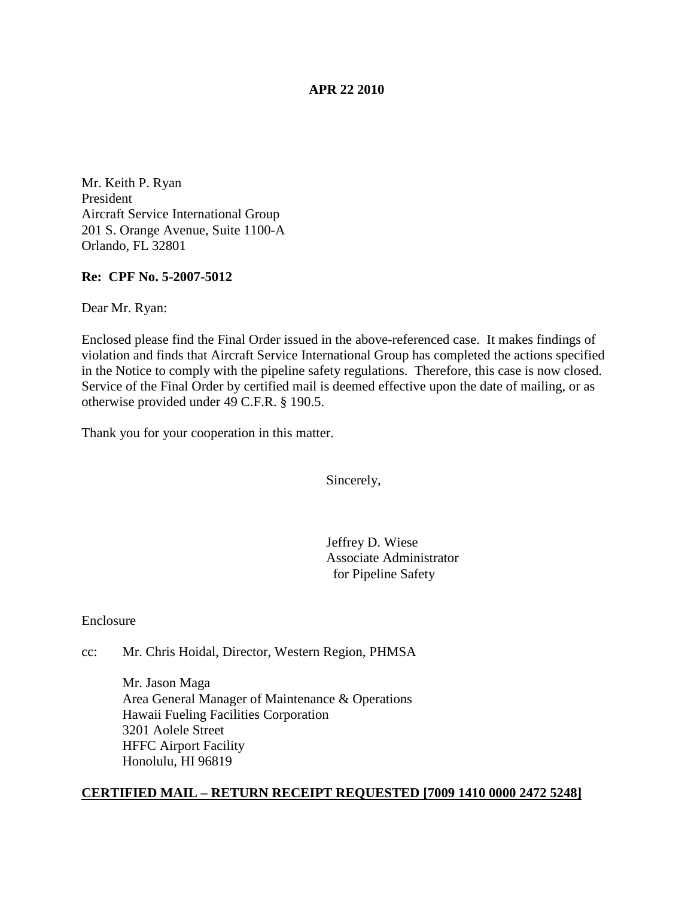**APR 22 2010**

Mr. Keith P. Ryan
President
Aircraft Service International Group
201 S. Orange Avenue, Suite 1100-A
Orlando, FL 32801

**Re: CPF No. 5-2007-5012**

Dear Mr. Ryan:

Enclosed please find the Final Order issued in the above-referenced case. It makes findings of violation and finds that Aircraft Service International Group has completed the actions specified in the Notice to comply with the pipeline safety regulations. Therefore, this case is now closed. Service of the Final Order by certified mail is deemed effective upon the date of mailing, or as otherwise provided under 49 C.F.R. § 190.5.

Thank you for your cooperation in this matter.

Sincerely,

Jeffrey D. Wiese
Associate Administrator
for Pipeline Safety

Enclosure

cc: Mr. Chris Hoidal, Director, Western Region, PHMSA

Mr. Jason Maga
Area General Manager of Maintenance & Operations
Hawaii Fueling Facilities Corporation
3201 Aolele Street
HFFC Airport Facility
Honolulu, HI 96819

**CERTIFIED MAIL – RETURN RECEIPT REQUESTED [7009 1410 0000 2472 5248]**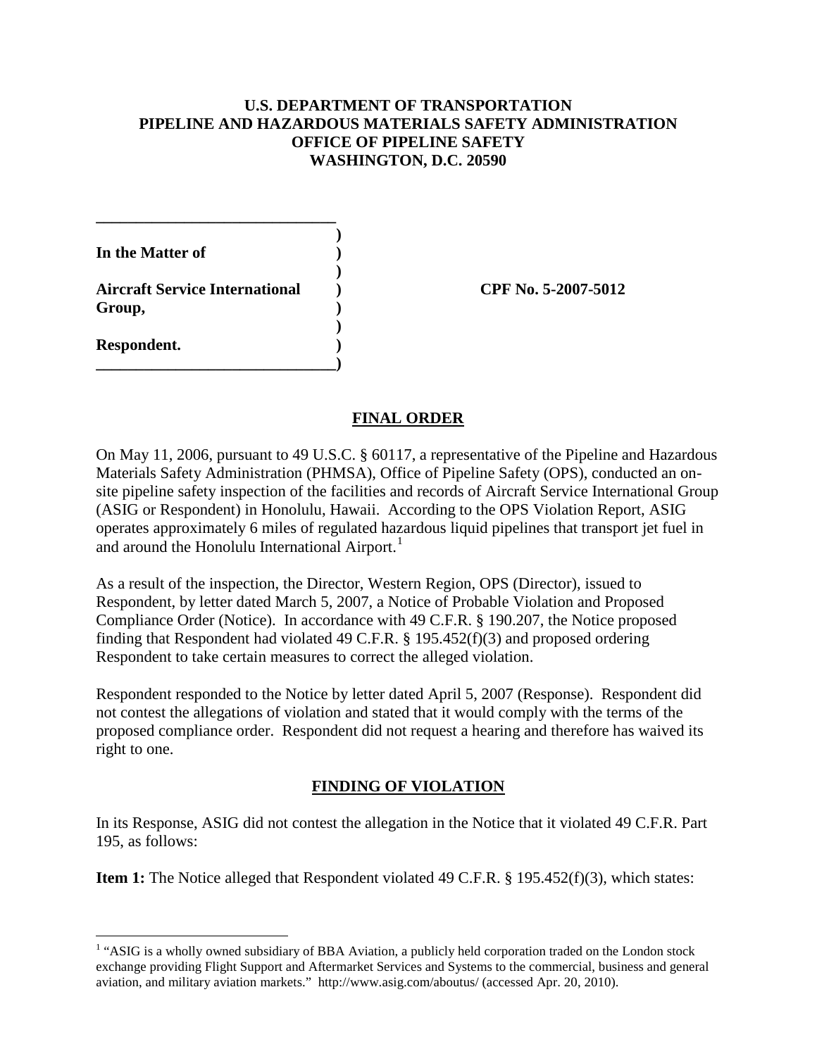**U.S. DEPARTMENT OF TRANSPORTATION**
**PIPELINE AND HAZARDOUS MATERIALS SAFETY ADMINISTRATION**
**OFFICE OF PIPELINE SAFETY**
**WASHINGTON, D.C. 20590**

| | | |
|---|---|---|
| **In the Matter of** | ) | |
| | ) | |
| **Aircraft Service International Group,** | ) | **CPF No. 5-2007-5012** |
| | ) | |
| **Respondent.** | ) | |

## FINAL ORDER

On May 11, 2006, pursuant to 49 U.S.C. § 60117, a representative of the Pipeline and Hazardous Materials Safety Administration (PHMSA), Office of Pipeline Safety (OPS), conducted an on-site pipeline safety inspection of the facilities and records of Aircraft Service International Group (ASIG or Respondent) in Honolulu, Hawaii. According to the OPS Violation Report, ASIG operates approximately 6 miles of regulated hazardous liquid pipelines that transport jet fuel in and around the Honolulu International Airport.[1]

As a result of the inspection, the Director, Western Region, OPS (Director), issued to Respondent, by letter dated March 5, 2007, a Notice of Probable Violation and Proposed Compliance Order (Notice). In accordance with 49 C.F.R. § 190.207, the Notice proposed finding that Respondent had violated 49 C.F.R. § 195.452(f)(3) and proposed ordering Respondent to take certain measures to correct the alleged violation.

Respondent responded to the Notice by letter dated April 5, 2007 (Response). Respondent did not contest the allegations of violation and stated that it would comply with the terms of the proposed compliance order. Respondent did not request a hearing and therefore has waived its right to one.

## FINDING OF VIOLATION

In its Response, ASIG did not contest the allegation in the Notice that it violated 49 C.F.R. Part 195, as follows:

**Item 1:** The Notice alleged that Respondent violated 49 C.F.R. § 195.452(f)(3), which states:

[1] "ASIG is a wholly owned subsidiary of BBA Aviation, a publicly held corporation traded on the London stock exchange providing Flight Support and Aftermarket Services and Systems to the commercial, business and general aviation, and military aviation markets." http://www.asig.com/aboutus/ (accessed Apr. 20, 2010).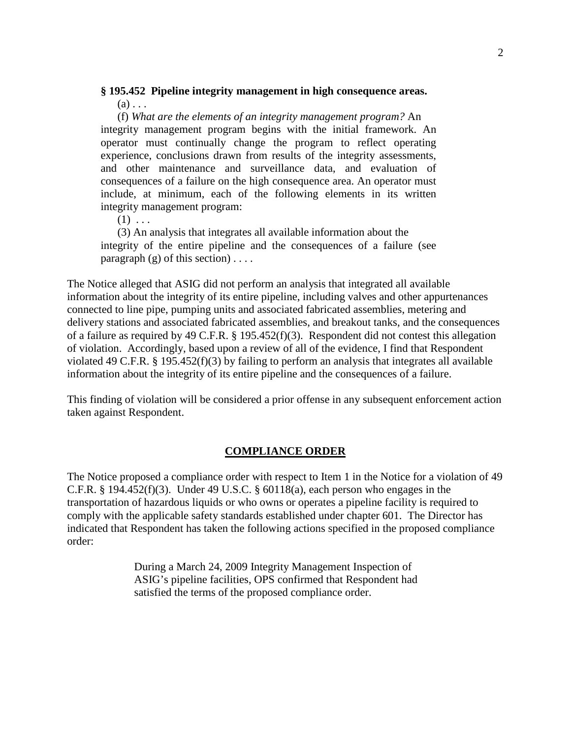**§ 195.452 Pipeline integrity management in high consequence areas.**

(a) . . .

(f) *What are the elements of an integrity management program?* An integrity management program begins with the initial framework. An operator must continually change the program to reflect operating experience, conclusions drawn from results of the integrity assessments, and other maintenance and surveillance data, and evaluation of consequences of a failure on the high consequence area. An operator must include, at minimum, each of the following elements in its written integrity management program:

(1) . . .

(3) An analysis that integrates all available information about the integrity of the entire pipeline and the consequences of a failure (see paragraph (g) of this section) . . . .

The Notice alleged that ASIG did not perform an analysis that integrated all available information about the integrity of its entire pipeline, including valves and other appurtenances connected to line pipe, pumping units and associated fabricated assemblies, metering and delivery stations and associated fabricated assemblies, and breakout tanks, and the consequences of a failure as required by 49 C.F.R. § 195.452(f)(3). Respondent did not contest this allegation of violation. Accordingly, based upon a review of all of the evidence, I find that Respondent violated 49 C.F.R. § 195.452(f)(3) by failing to perform an analysis that integrates all available information about the integrity of its entire pipeline and the consequences of a failure.

This finding of violation will be considered a prior offense in any subsequent enforcement action taken against Respondent.

## COMPLIANCE ORDER

The Notice proposed a compliance order with respect to Item 1 in the Notice for a violation of 49 C.F.R. § 194.452(f)(3). Under 49 U.S.C. § 60118(a), each person who engages in the transportation of hazardous liquids or who owns or operates a pipeline facility is required to comply with the applicable safety standards established under chapter 601. The Director has indicated that Respondent has taken the following actions specified in the proposed compliance order:

> During a March 24, 2009 Integrity Management Inspection of ASIG's pipeline facilities, OPS confirmed that Respondent had satisfied the terms of the proposed compliance order.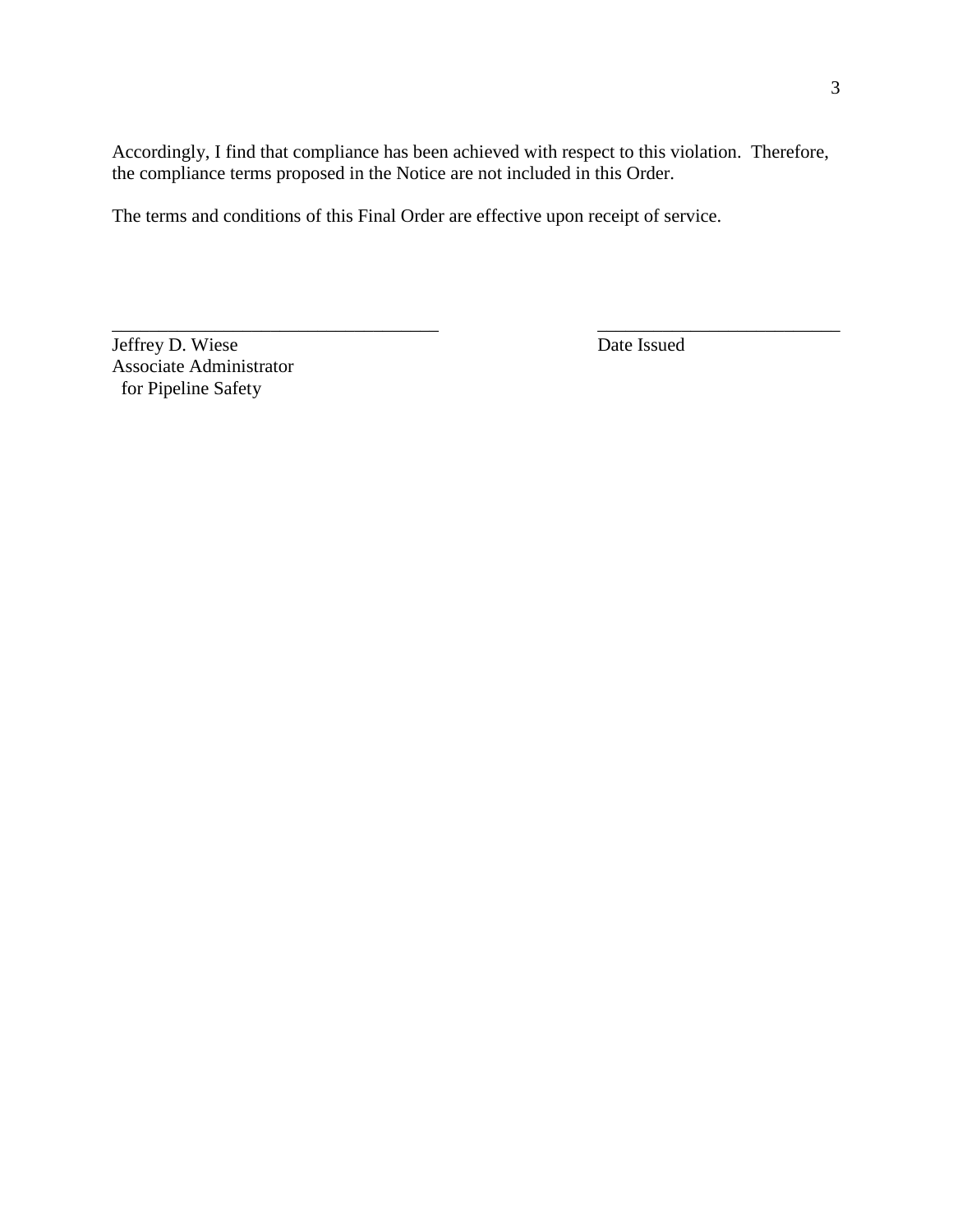Accordingly, I find that compliance has been achieved with respect to this violation. Therefore, the compliance terms proposed in the Notice are not included in this Order.

The terms and conditions of this Final Order are effective upon receipt of service.

\_\_\_\_\_\_\_\_\_\_\_\_\_\_\_\_\_\_\_\_\_\_\_\_\_\_\_\_\_\_\_\_\_\_\_\_ \_\_\_\_\_\_\_\_\_\_\_\_\_\_\_\_\_\_\_\_\_\_\_\_\_\_\_

Jeffrey D. Wiese  
Associate Administrator  
for Pipeline Safety

Date Issued